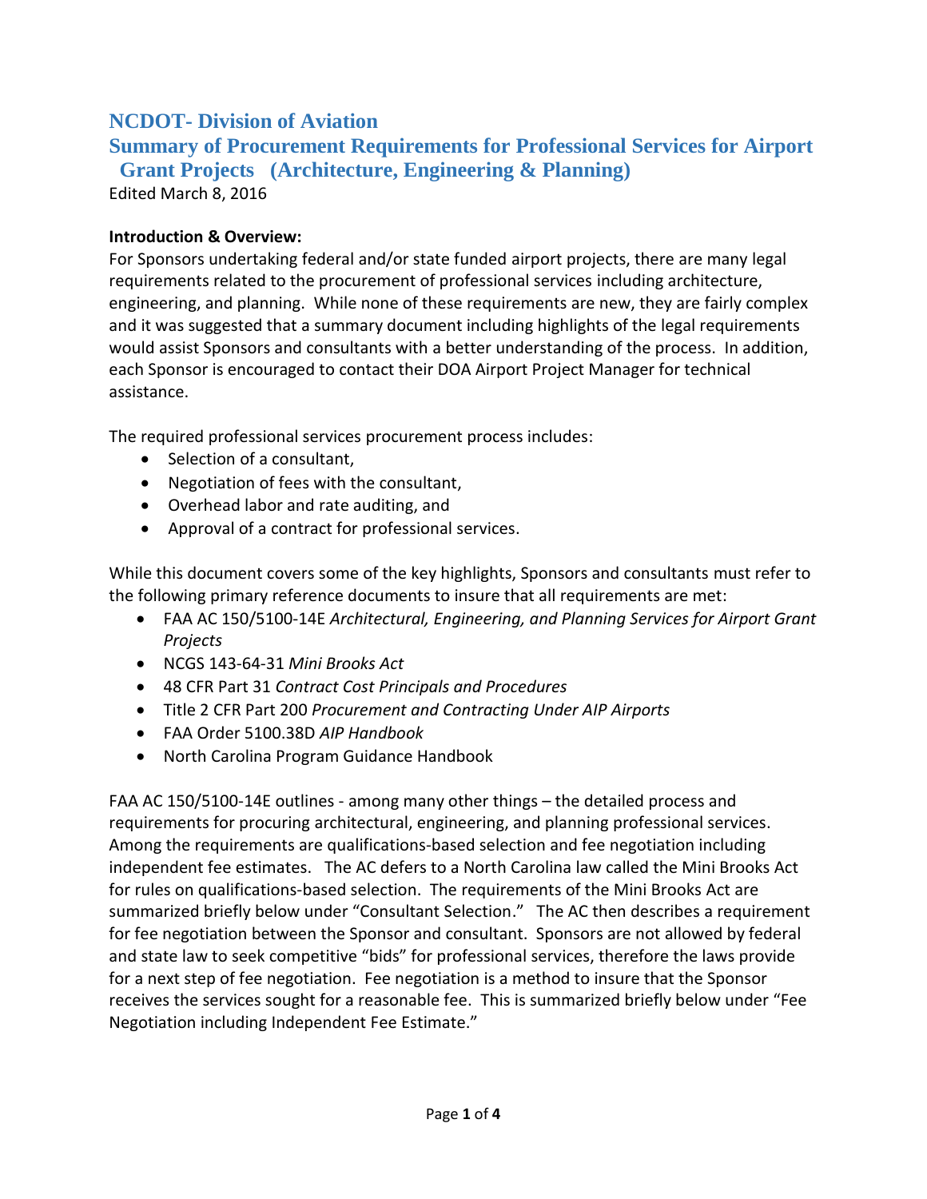# NCDOT- Division of Aviation

## Summary of Procurement Requirements for Professional Services for Airport Grant Projects (Architecture, Engineering & Planning)

Edited March 8, 2016

**Introduction & Overview:**

For Sponsors undertaking federal and/or state funded airport projects, there are many legal requirements related to the procurement of professional services including architecture, engineering, and planning. While none of these requirements are new, they are fairly complex and it was suggested that a summary document including highlights of the legal requirements would assist Sponsors and consultants with a better understanding of the process. In addition, each Sponsor is encouraged to contact their DOA Airport Project Manager for technical assistance.

The required professional services procurement process includes:

- Selection of a consultant,
- Negotiation of fees with the consultant,
- Overhead labor and rate auditing, and
- Approval of a contract for professional services.

While this document covers some of the key highlights, Sponsors and consultants must refer to the following primary reference documents to insure that all requirements are met:

- FAA AC 150/5100-14E *Architectural, Engineering, and Planning Services for Airport Grant Projects*
- NCGS 143-64-31 *Mini Brooks Act*
- 48 CFR Part 31 *Contract Cost Principals and Procedures*
- Title 2 CFR Part 200 *Procurement and Contracting Under AIP Airports*
- FAA Order 5100.38D *AIP Handbook*
- North Carolina Program Guidance Handbook

FAA AC 150/5100-14E outlines - among many other things – the detailed process and requirements for procuring architectural, engineering, and planning professional services. Among the requirements are qualifications-based selection and fee negotiation including independent fee estimates. The AC defers to a North Carolina law called the Mini Brooks Act for rules on qualifications-based selection. The requirements of the Mini Brooks Act are summarized briefly below under "Consultant Selection." The AC then describes a requirement for fee negotiation between the Sponsor and consultant. Sponsors are not allowed by federal and state law to seek competitive "bids" for professional services, therefore the laws provide for a next step of fee negotiation. Fee negotiation is a method to insure that the Sponsor receives the services sought for a reasonable fee. This is summarized briefly below under "Fee Negotiation including Independent Fee Estimate."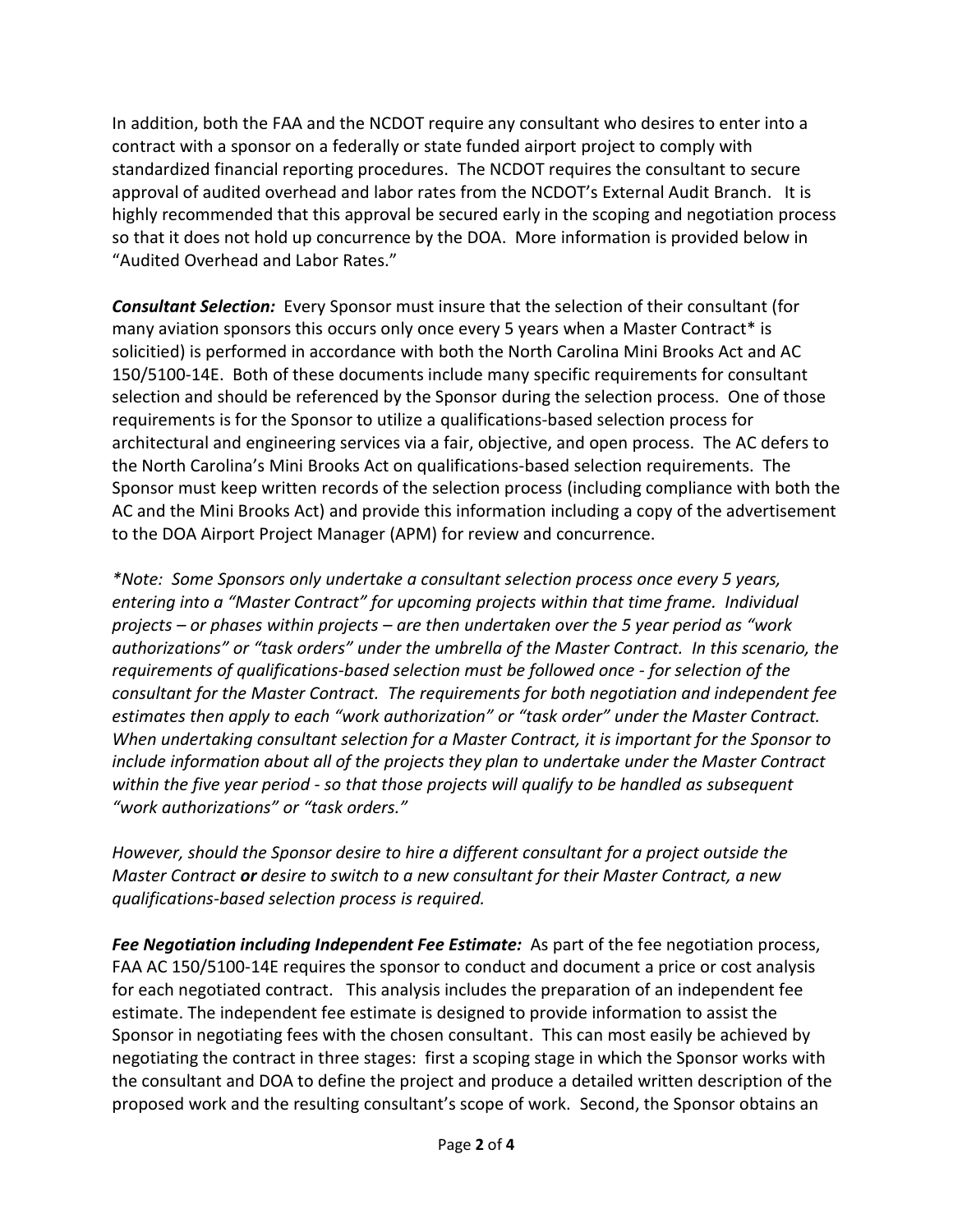In addition, both the FAA and the NCDOT require any consultant who desires to enter into a contract with a sponsor on a federally or state funded airport project to comply with standardized financial reporting procedures. The NCDOT requires the consultant to secure approval of audited overhead and labor rates from the NCDOT's External Audit Branch. It is highly recommended that this approval be secured early in the scoping and negotiation process so that it does not hold up concurrence by the DOA. More information is provided below in "Audited Overhead and Labor Rates."

***Consultant Selection:*** Every Sponsor must insure that the selection of their consultant (for many aviation sponsors this occurs only once every 5 years when a Master Contract* is solicitied) is performed in accordance with both the North Carolina Mini Brooks Act and AC 150/5100-14E. Both of these documents include many specific requirements for consultant selection and should be referenced by the Sponsor during the selection process. One of those requirements is for the Sponsor to utilize a qualifications-based selection process for architectural and engineering services via a fair, objective, and open process. The AC defers to the North Carolina's Mini Brooks Act on qualifications-based selection requirements. The Sponsor must keep written records of the selection process (including compliance with both the AC and the Mini Brooks Act) and provide this information including a copy of the advertisement to the DOA Airport Project Manager (APM) for review and concurrence.

*\*Note: Some Sponsors only undertake a consultant selection process once every 5 years, entering into a "Master Contract" for upcoming projects within that time frame. Individual projects – or phases within projects – are then undertaken over the 5 year period as "work authorizations" or "task orders" under the umbrella of the Master Contract. In this scenario, the requirements of qualifications-based selection must be followed once - for selection of the consultant for the Master Contract. The requirements for both negotiation and independent fee estimates then apply to each "work authorization" or "task order" under the Master Contract. When undertaking consultant selection for a Master Contract, it is important for the Sponsor to include information about all of the projects they plan to undertake under the Master Contract within the five year period - so that those projects will qualify to be handled as subsequent "work authorizations" or "task orders."*

*However, should the Sponsor desire to hire a different consultant for a project outside the Master Contract* ***or*** *desire to switch to a new consultant for their Master Contract, a new qualifications-based selection process is required.*

***Fee Negotiation including Independent Fee Estimate:*** As part of the fee negotiation process, FAA AC 150/5100-14E requires the sponsor to conduct and document a price or cost analysis for each negotiated contract. This analysis includes the preparation of an independent fee estimate. The independent fee estimate is designed to provide information to assist the Sponsor in negotiating fees with the chosen consultant. This can most easily be achieved by negotiating the contract in three stages: first a scoping stage in which the Sponsor works with the consultant and DOA to define the project and produce a detailed written description of the proposed work and the resulting consultant's scope of work. Second, the Sponsor obtains an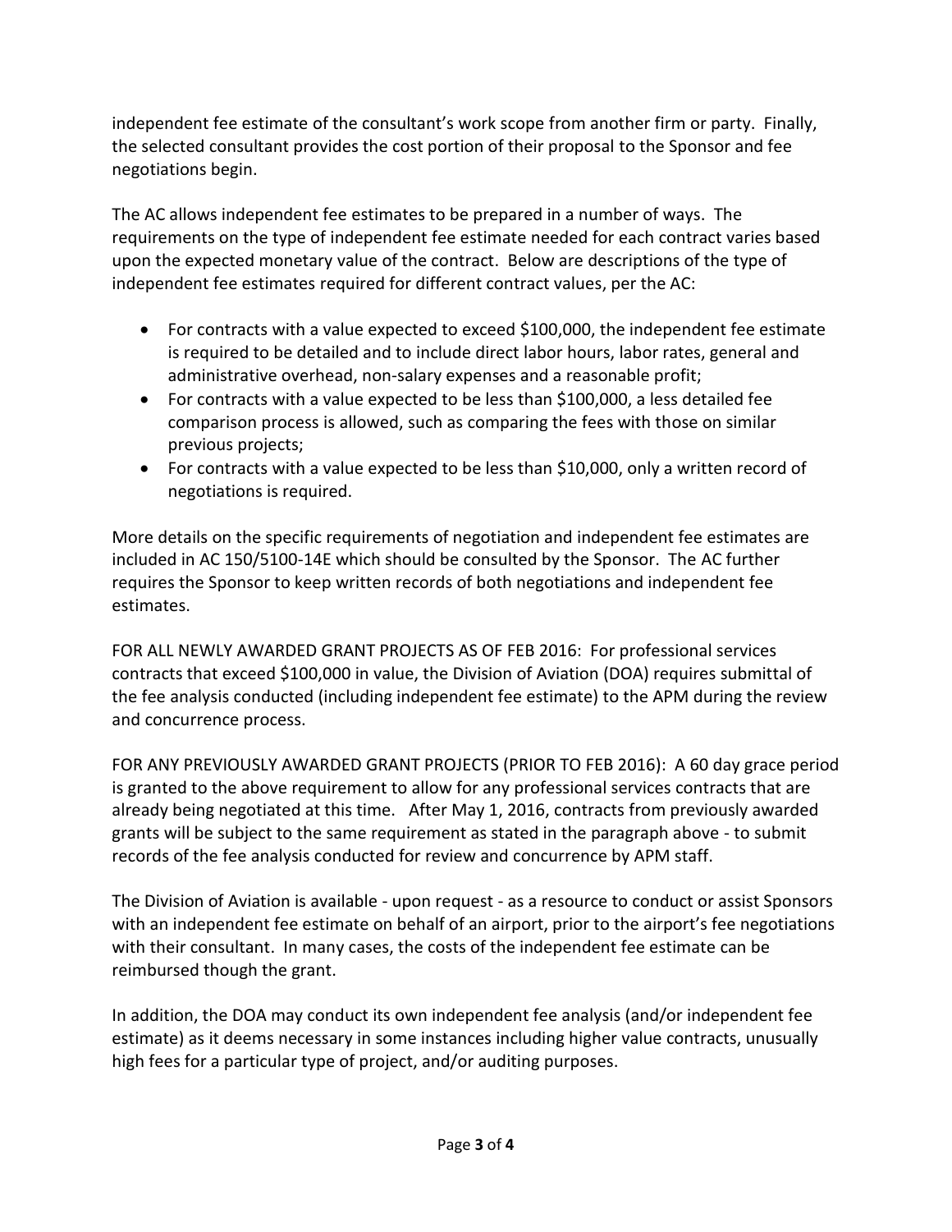independent fee estimate of the consultant's work scope from another firm or party. Finally, the selected consultant provides the cost portion of their proposal to the Sponsor and fee negotiations begin.

The AC allows independent fee estimates to be prepared in a number of ways. The requirements on the type of independent fee estimate needed for each contract varies based upon the expected monetary value of the contract. Below are descriptions of the type of independent fee estimates required for different contract values, per the AC:

- For contracts with a value expected to exceed $100,000, the independent fee estimate is required to be detailed and to include direct labor hours, labor rates, general and administrative overhead, non-salary expenses and a reasonable profit;
- For contracts with a value expected to be less than $100,000, a less detailed fee comparison process is allowed, such as comparing the fees with those on similar previous projects;
- For contracts with a value expected to be less than $10,000, only a written record of negotiations is required.

More details on the specific requirements of negotiation and independent fee estimates are included in AC 150/5100-14E which should be consulted by the Sponsor. The AC further requires the Sponsor to keep written records of both negotiations and independent fee estimates.

FOR ALL NEWLY AWARDED GRANT PROJECTS AS OF FEB 2016: For professional services contracts that exceed $100,000 in value, the Division of Aviation (DOA) requires submittal of the fee analysis conducted (including independent fee estimate) to the APM during the review and concurrence process.

FOR ANY PREVIOUSLY AWARDED GRANT PROJECTS (PRIOR TO FEB 2016): A 60 day grace period is granted to the above requirement to allow for any professional services contracts that are already being negotiated at this time. After May 1, 2016, contracts from previously awarded grants will be subject to the same requirement as stated in the paragraph above - to submit records of the fee analysis conducted for review and concurrence by APM staff.

The Division of Aviation is available - upon request - as a resource to conduct or assist Sponsors with an independent fee estimate on behalf of an airport, prior to the airport's fee negotiations with their consultant. In many cases, the costs of the independent fee estimate can be reimbursed though the grant.

In addition, the DOA may conduct its own independent fee analysis (and/or independent fee estimate) as it deems necessary in some instances including higher value contracts, unusually high fees for a particular type of project, and/or auditing purposes.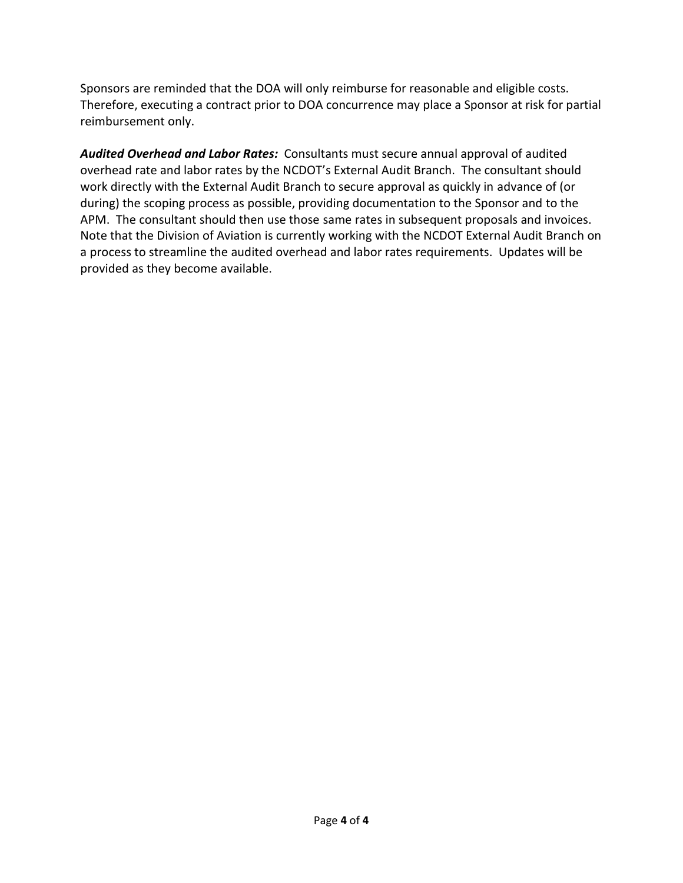Sponsors are reminded that the DOA will only reimburse for reasonable and eligible costs. Therefore, executing a contract prior to DOA concurrence may place a Sponsor at risk for partial reimbursement only.

***Audited Overhead and Labor Rates:*** Consultants must secure annual approval of audited overhead rate and labor rates by the NCDOT's External Audit Branch. The consultant should work directly with the External Audit Branch to secure approval as quickly in advance of (or during) the scoping process as possible, providing documentation to the Sponsor and to the APM. The consultant should then use those same rates in subsequent proposals and invoices. Note that the Division of Aviation is currently working with the NCDOT External Audit Branch on a process to streamline the audited overhead and labor rates requirements. Updates will be provided as they become available.